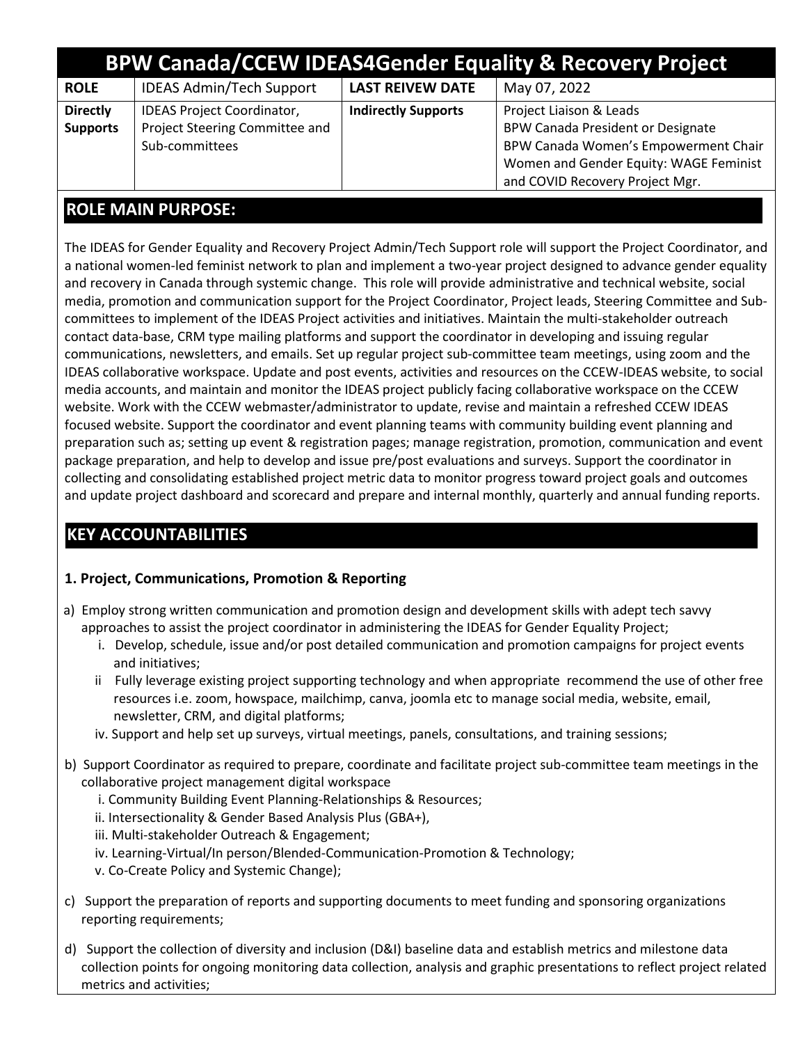# BPW Canada/CCEW IDEAS4Gender Equality & Recovery Project

| ROLE | IDEAS Admin/Tech Support | LAST REIVEW DATE | May 07, 2022 |
|---|---|---|---|
| **Directly Supports** | IDEAS Project Coordinator, Project Steering Committee and Sub-committees | **Indirectly Supports** | Project Liaison & Leads<br>BPW Canada President or Designate<br>BPW Canada Women's Empowerment Chair<br>Women and Gender Equity: WAGE Feminist and COVID Recovery Project Mgr. |

## ROLE MAIN PURPOSE:

The IDEAS for Gender Equality and Recovery Project Admin/Tech Support role will support the Project Coordinator, and a national women-led feminist network to plan and implement a two-year project designed to advance gender equality and recovery in Canada through systemic change. This role will provide administrative and technical website, social media, promotion and communication support for the Project Coordinator, Project leads, Steering Committee and Sub-committees to implement of the IDEAS Project activities and initiatives. Maintain the multi-stakeholder outreach contact data-base, CRM type mailing platforms and support the coordinator in developing and issuing regular communications, newsletters, and emails. Set up regular project sub-committee team meetings, using zoom and the IDEAS collaborative workspace. Update and post events, activities and resources on the CCEW-IDEAS website, to social media accounts, and maintain and monitor the IDEAS project publicly facing collaborative workspace on the CCEW website. Work with the CCEW webmaster/administrator to update, revise and maintain a refreshed CCEW IDEAS focused website. Support the coordinator and event planning teams with community building event planning and preparation such as; setting up event & registration pages; manage registration, promotion, communication and event package preparation, and help to develop and issue pre/post evaluations and surveys. Support the coordinator in collecting and consolidating established project metric data to monitor progress toward project goals and outcomes and update project dashboard and scorecard and prepare and internal monthly, quarterly and annual funding reports.

## KEY ACCOUNTABILITIES

### 1. Project, Communications, Promotion & Reporting

a) Employ strong written communication and promotion design and development skills with adept tech savvy approaches to assist the project coordinator in administering the IDEAS for Gender Equality Project;
   - i. Develop, schedule, issue and/or post detailed communication and promotion campaigns for project events and initiatives;
   - ii Fully leverage existing project supporting technology and when appropriate recommend the use of other free resources i.e. zoom, howspace, mailchimp, canva, joomla etc to manage social media, website, email, newsletter, CRM, and digital platforms;
   - iv. Support and help set up surveys, virtual meetings, panels, consultations, and training sessions;

b) Support Coordinator as required to prepare, coordinate and facilitate project sub-committee team meetings in the collaborative project management digital workspace
   - i. Community Building Event Planning-Relationships & Resources;
   - ii. Intersectionality & Gender Based Analysis Plus (GBA+),
   - iii. Multi-stakeholder Outreach & Engagement;
   - iv. Learning-Virtual/In person/Blended-Communication-Promotion & Technology;
   - v. Co-Create Policy and Systemic Change);

c) Support the preparation of reports and supporting documents to meet funding and sponsoring organizations reporting requirements;

d) Support the collection of diversity and inclusion (D&I) baseline data and establish metrics and milestone data collection points for ongoing monitoring data collection, analysis and graphic presentations to reflect project related metrics and activities;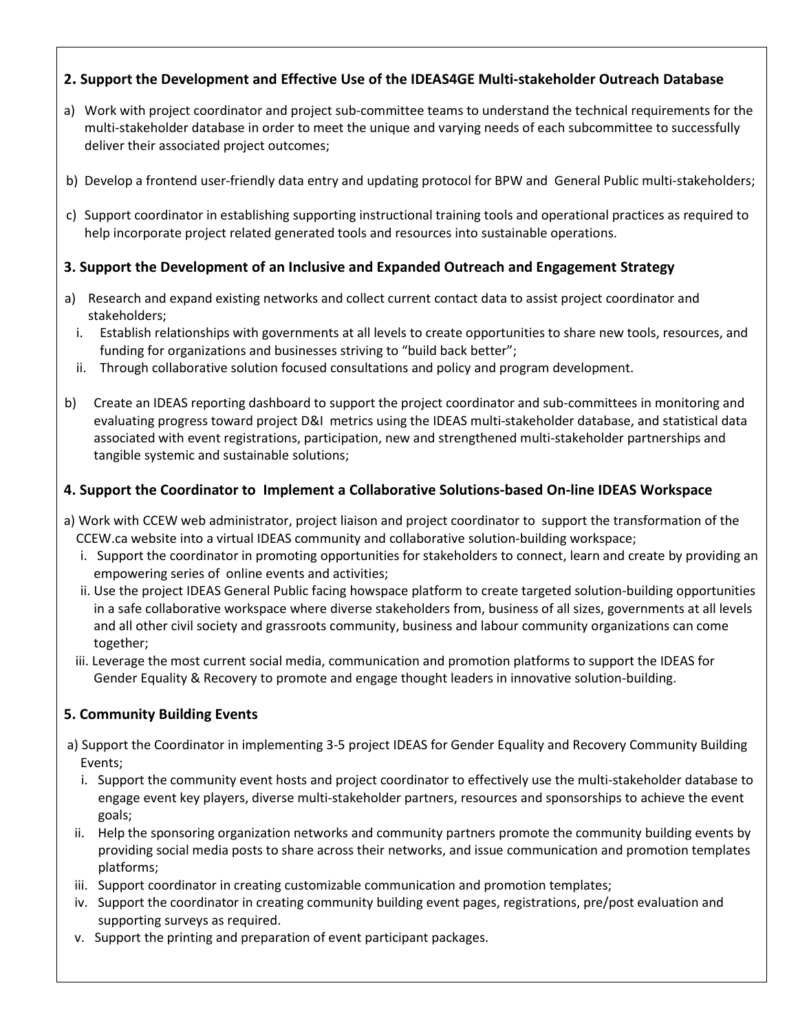## 2. Support the Development and Effective Use of the IDEAS4GE Multi-stakeholder Outreach Database

a) Work with project coordinator and project sub-committee teams to understand the technical requirements for the multi-stakeholder database in order to meet the unique and varying needs of each subcommittee to successfully deliver their associated project outcomes;

b) Develop a frontend user-friendly data entry and updating protocol for BPW and General Public multi-stakeholders;

c) Support coordinator in establishing supporting instructional training tools and operational practices as required to help incorporate project related generated tools and resources into sustainable operations.

## 3. Support the Development of an Inclusive and Expanded Outreach and Engagement Strategy

a) Research and expand existing networks and collect current contact data to assist project coordinator and stakeholders;
   i. Establish relationships with governments at all levels to create opportunities to share new tools, resources, and funding for organizations and businesses striving to "build back better";
   ii. Through collaborative solution focused consultations and policy and program development.

b) Create an IDEAS reporting dashboard to support the project coordinator and sub-committees in monitoring and evaluating progress toward project D&I metrics using the IDEAS multi-stakeholder database, and statistical data associated with event registrations, participation, new and strengthened multi-stakeholder partnerships and tangible systemic and sustainable solutions;

## 4. Support the Coordinator to Implement a Collaborative Solutions-based On-line IDEAS Workspace

a) Work with CCEW web administrator, project liaison and project coordinator to support the transformation of the CCEW.ca website into a virtual IDEAS community and collaborative solution-building workspace;
   i. Support the coordinator in promoting opportunities for stakeholders to connect, learn and create by providing an empowering series of online events and activities;
   ii. Use the project IDEAS General Public facing howspace platform to create targeted solution-building opportunities in a safe collaborative workspace where diverse stakeholders from, business of all sizes, governments at all levels and all other civil society and grassroots community, business and labour community organizations can come together;
   iii. Leverage the most current social media, communication and promotion platforms to support the IDEAS for Gender Equality & Recovery to promote and engage thought leaders in innovative solution-building.

## 5. Community Building Events

a) Support the Coordinator in implementing 3-5 project IDEAS for Gender Equality and Recovery Community Building Events;
   i. Support the community event hosts and project coordinator to effectively use the multi-stakeholder database to engage event key players, diverse multi-stakeholder partners, resources and sponsorships to achieve the event goals;
   ii. Help the sponsoring organization networks and community partners promote the community building events by providing social media posts to share across their networks, and issue communication and promotion templates platforms;
   iii. Support coordinator in creating customizable communication and promotion templates;
   iv. Support the coordinator in creating community building event pages, registrations, pre/post evaluation and supporting surveys as required.
   v. Support the printing and preparation of event participant packages.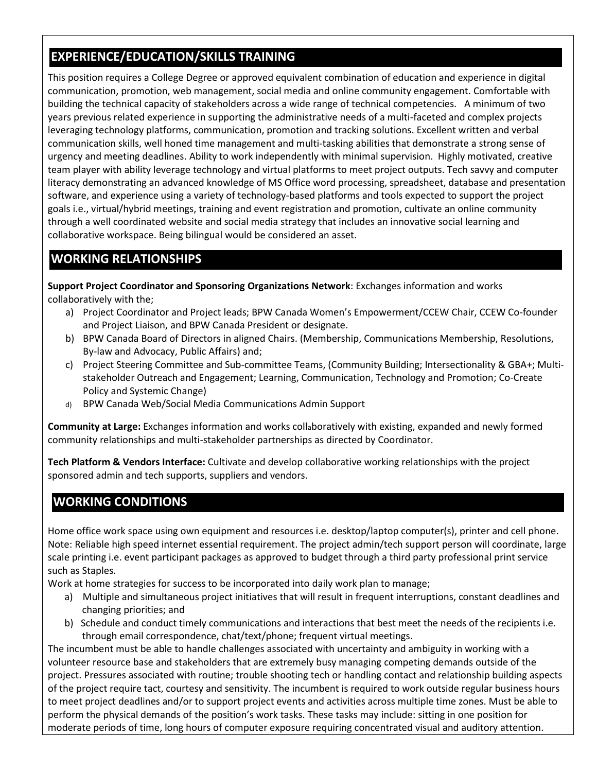## EXPERIENCE/EDUCATION/SKILLS TRAINING

This position requires a College Degree or approved equivalent combination of education and experience in digital communication, promotion, web management, social media and online community engagement. Comfortable with building the technical capacity of stakeholders across a wide range of technical competencies. A minimum of two years previous related experience in supporting the administrative needs of a multi-faceted and complex projects leveraging technology platforms, communication, promotion and tracking solutions. Excellent written and verbal communication skills, well honed time management and multi-tasking abilities that demonstrate a strong sense of urgency and meeting deadlines. Ability to work independently with minimal supervision. Highly motivated, creative team player with ability leverage technology and virtual platforms to meet project outputs. Tech savvy and computer literacy demonstrating an advanced knowledge of MS Office word processing, spreadsheet, database and presentation software, and experience using a variety of technology-based platforms and tools expected to support the project goals i.e., virtual/hybrid meetings, training and event registration and promotion, cultivate an online community through a well coordinated website and social media strategy that includes an innovative social learning and collaborative workspace. Being bilingual would be considered an asset.

## WORKING RELATIONSHIPS

**Support Project Coordinator and Sponsoring Organizations Network**: Exchanges information and works collaboratively with the;

a) Project Coordinator and Project leads; BPW Canada Women's Empowerment/CCEW Chair, CCEW Co-founder and Project Liaison, and BPW Canada President or designate.
b) BPW Canada Board of Directors in aligned Chairs. (Membership, Communications Membership, Resolutions, By-law and Advocacy, Public Affairs) and;
c) Project Steering Committee and Sub-committee Teams, (Community Building; Intersectionality & GBA+; Multi-stakeholder Outreach and Engagement; Learning, Communication, Technology and Promotion; Co-Create Policy and Systemic Change)
d) BPW Canada Web/Social Media Communications Admin Support

**Community at Large:** Exchanges information and works collaboratively with existing, expanded and newly formed community relationships and multi-stakeholder partnerships as directed by Coordinator.

**Tech Platform & Vendors Interface:** Cultivate and develop collaborative working relationships with the project sponsored admin and tech supports, suppliers and vendors.

## WORKING CONDITIONS

Home office work space using own equipment and resources i.e. desktop/laptop computer(s), printer and cell phone. Note: Reliable high speed internet essential requirement. The project admin/tech support person will coordinate, large scale printing i.e. event participant packages as approved to budget through a third party professional print service such as Staples.

Work at home strategies for success to be incorporated into daily work plan to manage;

a) Multiple and simultaneous project initiatives that will result in frequent interruptions, constant deadlines and changing priorities; and
b) Schedule and conduct timely communications and interactions that best meet the needs of the recipients i.e. through email correspondence, chat/text/phone; frequent virtual meetings.

The incumbent must be able to handle challenges associated with uncertainty and ambiguity in working with a volunteer resource base and stakeholders that are extremely busy managing competing demands outside of the project. Pressures associated with routine; trouble shooting tech or handling contact and relationship building aspects of the project require tact, courtesy and sensitivity. The incumbent is required to work outside regular business hours to meet project deadlines and/or to support project events and activities across multiple time zones. Must be able to perform the physical demands of the position's work tasks. These tasks may include: sitting in one position for moderate periods of time, long hours of computer exposure requiring concentrated visual and auditory attention.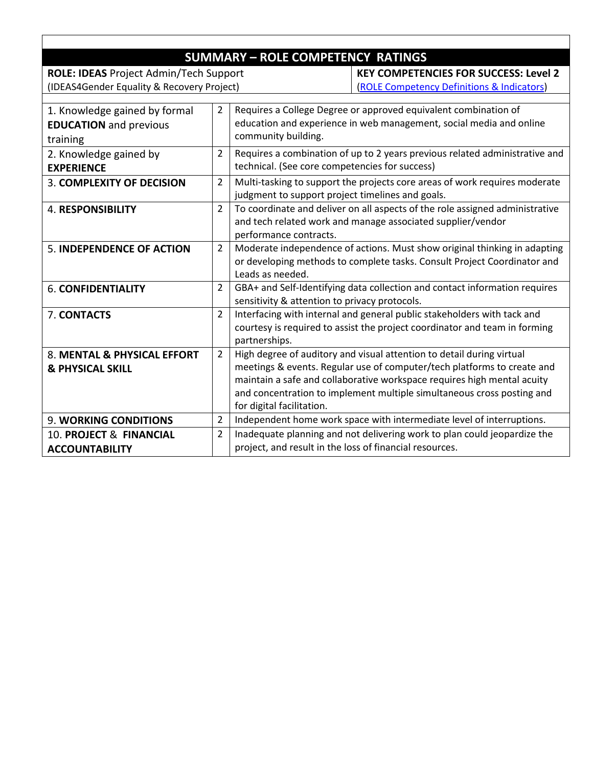## SUMMARY – ROLE COMPETENCY RATINGS

| **ROLE: IDEAS** Project Admin/Tech Support (IDEAS4Gender Equality & Recovery Project) | | **KEY COMPETENCIES FOR SUCCESS: Level 2** (ROLE Competency Definitions & Indicators) |
|---|---|---|
| 1. Knowledge gained by formal **EDUCATION** and previous training | 2 | Requires a College Degree or approved equivalent combination of education and experience in web management, social media and online community building. |
| 2. Knowledge gained by **EXPERIENCE** | 2 | Requires a combination of up to 2 years previous related administrative and technical. (See core competencies for success) |
| 3. **COMPLEXITY OF DECISION** | 2 | Multi-tasking to support the projects core areas of work requires moderate judgment to support project timelines and goals. |
| 4. **RESPONSIBILITY** | 2 | To coordinate and deliver on all aspects of the role assigned administrative and tech related work and manage associated supplier/vendor performance contracts. |
| 5. **INDEPENDENCE OF ACTION** | 2 | Moderate independence of actions. Must show original thinking in adapting or developing methods to complete tasks. Consult Project Coordinator and Leads as needed. |
| 6. **CONFIDENTIALITY** | 2 | GBA+ and Self-Identifying data collection and contact information requires sensitivity & attention to privacy protocols. |
| 7. **CONTACTS** | 2 | Interfacing with internal and general public stakeholders with tack and courtesy is required to assist the project coordinator and team in forming partnerships. |
| 8. **MENTAL & PHYSICAL EFFORT & PHYSICAL SKILL** | 2 | High degree of auditory and visual attention to detail during virtual meetings & events. Regular use of computer/tech platforms to create and maintain a safe and collaborative workspace requires high mental acuity and concentration to implement multiple simultaneous cross posting and for digital facilitation. |
| 9. **WORKING CONDITIONS** | 2 | Independent home work space with intermediate level of interruptions. |
| 10. **PROJECT & FINANCIAL ACCOUNTABILITY** | 2 | Inadequate planning and not delivering work to plan could jeopardize the project, and result in the loss of financial resources. |